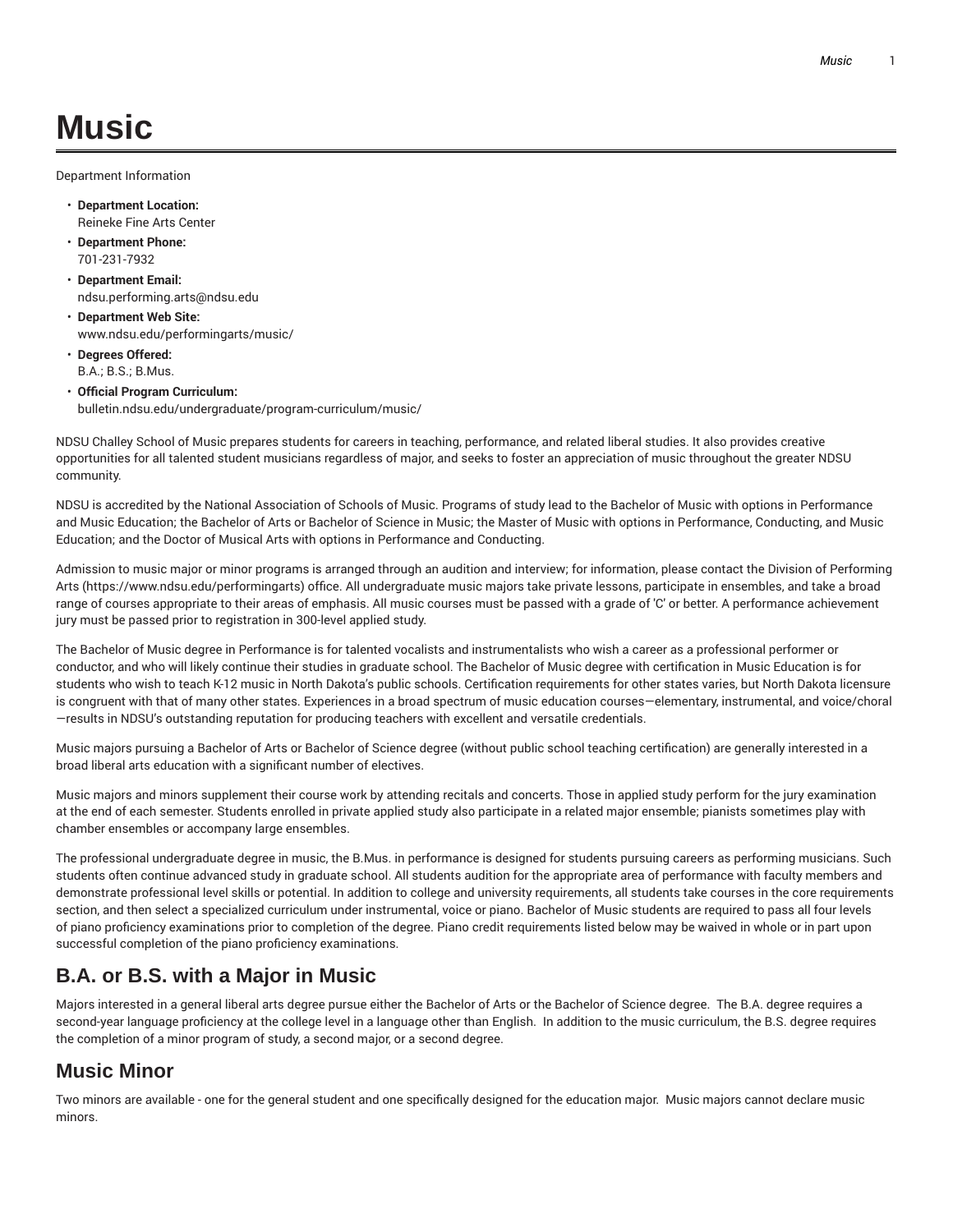# Music

Department Information

- **Department Location:**
  Reineke Fine Arts Center
- **Department Phone:**
  701-231-7932
- **Department Email:**
  ndsu.performing.arts@ndsu.edu
- **Department Web Site:**
  www.ndsu.edu/performingarts/music/
- **Degrees Offered:**
  B.A.; B.S.; B.Mus.
- **Official Program Curriculum:**
  bulletin.ndsu.edu/undergraduate/program-curriculum/music/

NDSU Challey School of Music prepares students for careers in teaching, performance, and related liberal studies. It also provides creative opportunities for all talented student musicians regardless of major, and seeks to foster an appreciation of music throughout the greater NDSU community.

NDSU is accredited by the National Association of Schools of Music. Programs of study lead to the Bachelor of Music with options in Performance and Music Education; the Bachelor of Arts or Bachelor of Science in Music; the Master of Music with options in Performance, Conducting, and Music Education; and the Doctor of Musical Arts with options in Performance and Conducting.

Admission to music major or minor programs is arranged through an audition and interview; for information, please contact the Division of Performing Arts (https://www.ndsu.edu/performingarts) office. All undergraduate music majors take private lessons, participate in ensembles, and take a broad range of courses appropriate to their areas of emphasis. All music courses must be passed with a grade of 'C' or better. A performance achievement jury must be passed prior to registration in 300-level applied study.

The Bachelor of Music degree in Performance is for talented vocalists and instrumentalists who wish a career as a professional performer or conductor, and who will likely continue their studies in graduate school. The Bachelor of Music degree with certification in Music Education is for students who wish to teach K-12 music in North Dakota's public schools. Certification requirements for other states varies, but North Dakota licensure is congruent with that of many other states. Experiences in a broad spectrum of music education courses—elementary, instrumental, and voice/choral—results in NDSU's outstanding reputation for producing teachers with excellent and versatile credentials.

Music majors pursuing a Bachelor of Arts or Bachelor of Science degree (without public school teaching certification) are generally interested in a broad liberal arts education with a significant number of electives.

Music majors and minors supplement their course work by attending recitals and concerts. Those in applied study perform for the jury examination at the end of each semester. Students enrolled in private applied study also participate in a related major ensemble; pianists sometimes play with chamber ensembles or accompany large ensembles.

The professional undergraduate degree in music, the B.Mus. in performance is designed for students pursuing careers as performing musicians. Such students often continue advanced study in graduate school. All students audition for the appropriate area of performance with faculty members and demonstrate professional level skills or potential. In addition to college and university requirements, all students take courses in the core requirements section, and then select a specialized curriculum under instrumental, voice or piano. Bachelor of Music students are required to pass all four levels of piano proficiency examinations prior to completion of the degree. Piano credit requirements listed below may be waived in whole or in part upon successful completion of the piano proficiency examinations.

## B.A. or B.S. with a Major in Music

Majors interested in a general liberal arts degree pursue either the Bachelor of Arts or the Bachelor of Science degree. The B.A. degree requires a second-year language proficiency at the college level in a language other than English. In addition to the music curriculum, the B.S. degree requires the completion of a minor program of study, a second major, or a second degree.

## Music Minor

Two minors are available - one for the general student and one specifically designed for the education major. Music majors cannot declare music minors.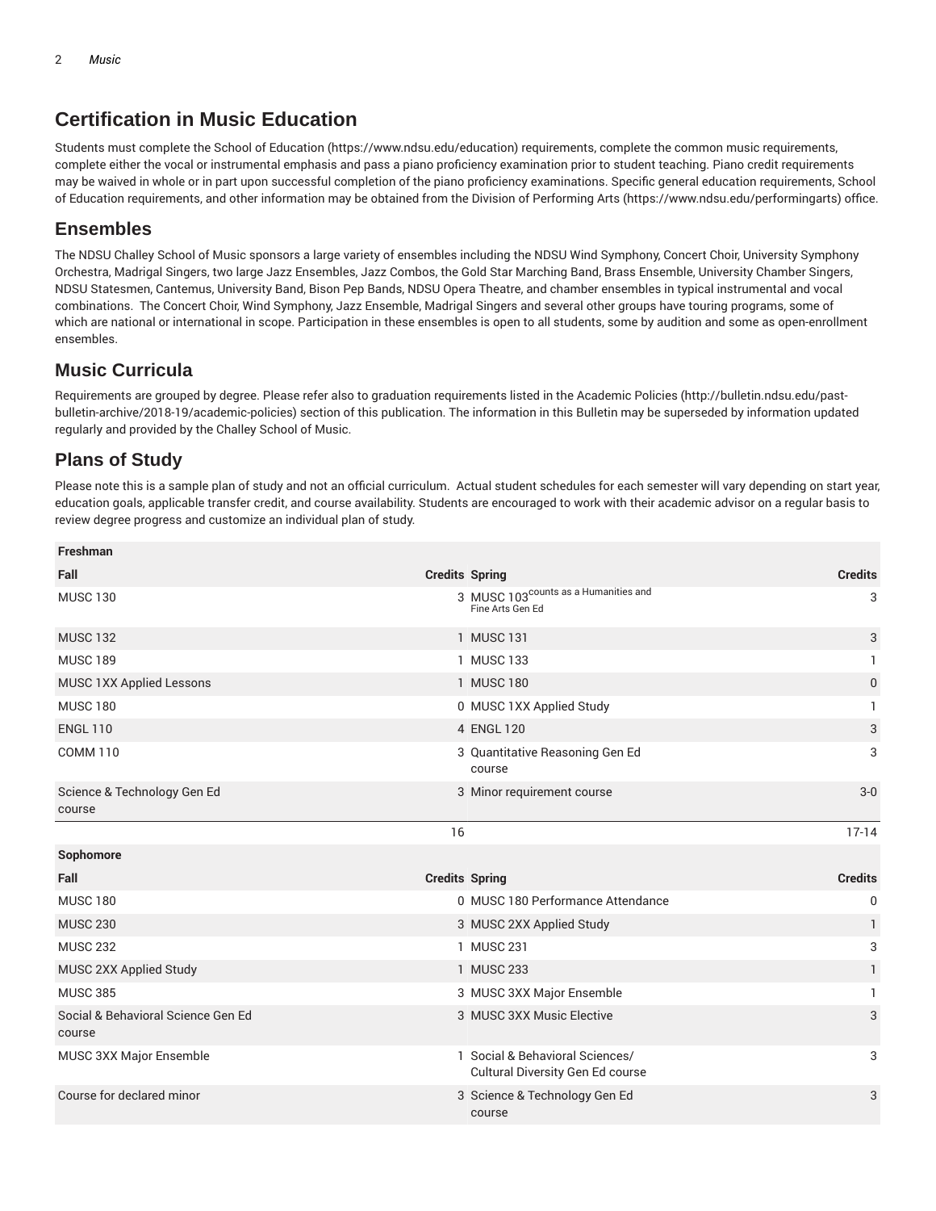## Certification in Music Education

Students must complete the School of Education (https://www.ndsu.edu/education) requirements, complete the common music requirements, complete either the vocal or instrumental emphasis and pass a piano proficiency examination prior to student teaching. Piano credit requirements may be waived in whole or in part upon successful completion of the piano proficiency examinations. Specific general education requirements, School of Education requirements, and other information may be obtained from the Division of Performing Arts (https://www.ndsu.edu/performingarts) office.

## Ensembles

The NDSU Challey School of Music sponsors a large variety of ensembles including the NDSU Wind Symphony, Concert Choir, University Symphony Orchestra, Madrigal Singers, two large Jazz Ensembles, Jazz Combos, the Gold Star Marching Band, Brass Ensemble, University Chamber Singers, NDSU Statesmen, Cantemus, University Band, Bison Pep Bands, NDSU Opera Theatre, and chamber ensembles in typical instrumental and vocal combinations. The Concert Choir, Wind Symphony, Jazz Ensemble, Madrigal Singers and several other groups have touring programs, some of which are national or international in scope. Participation in these ensembles is open to all students, some by audition and some as open-enrollment ensembles.

## Music Curricula

Requirements are grouped by degree. Please refer also to graduation requirements listed in the Academic Policies (http://bulletin.ndsu.edu/past-bulletin-archive/2018-19/academic-policies) section of this publication. The information in this Bulletin may be superseded by information updated regularly and provided by the Challey School of Music.

## Plans of Study

Please note this is a sample plan of study and not an official curriculum. Actual student schedules for each semester will vary depending on start year, education goals, applicable transfer credit, and course availability. Students are encouraged to work with their academic advisor on a regular basis to review degree progress and customize an individual plan of study.

| Freshman | | | |
|---|---|---|---|
| Fall | Credits | Spring | Credits |
| MUSC 130 | 3 | MUSC 103 counts as a Humanities and Fine Arts Gen Ed | 3 |
| MUSC 132 | 1 | MUSC 131 | 3 |
| MUSC 189 | 1 | MUSC 133 | 1 |
| MUSC 1XX Applied Lessons | 1 | MUSC 180 | 0 |
| MUSC 180 | 0 | MUSC 1XX Applied Study | 1 |
| ENGL 110 | 4 | ENGL 120 | 3 |
| COMM 110 | 3 | Quantitative Reasoning Gen Ed course | 3 |
| Science & Technology Gen Ed course | 3 | Minor requirement course | 3-0 |
| | 16 | | 17-14 |
| **Sophomore** | | | |
| Fall | Credits | Spring | Credits |
| MUSC 180 | 0 | MUSC 180 Performance Attendance | 0 |
| MUSC 230 | 3 | MUSC 2XX Applied Study | 1 |
| MUSC 232 | 1 | MUSC 231 | 3 |
| MUSC 2XX Applied Study | 1 | MUSC 233 | 1 |
| MUSC 385 | 3 | MUSC 3XX Major Ensemble | 1 |
| Social & Behavioral Science Gen Ed course | 3 | MUSC 3XX Music Elective | 3 |
| MUSC 3XX Major Ensemble | 1 | Social & Behavioral Sciences/ Cultural Diversity Gen Ed course | 3 |
| Course for declared minor | 3 | Science & Technology Gen Ed course | 3 |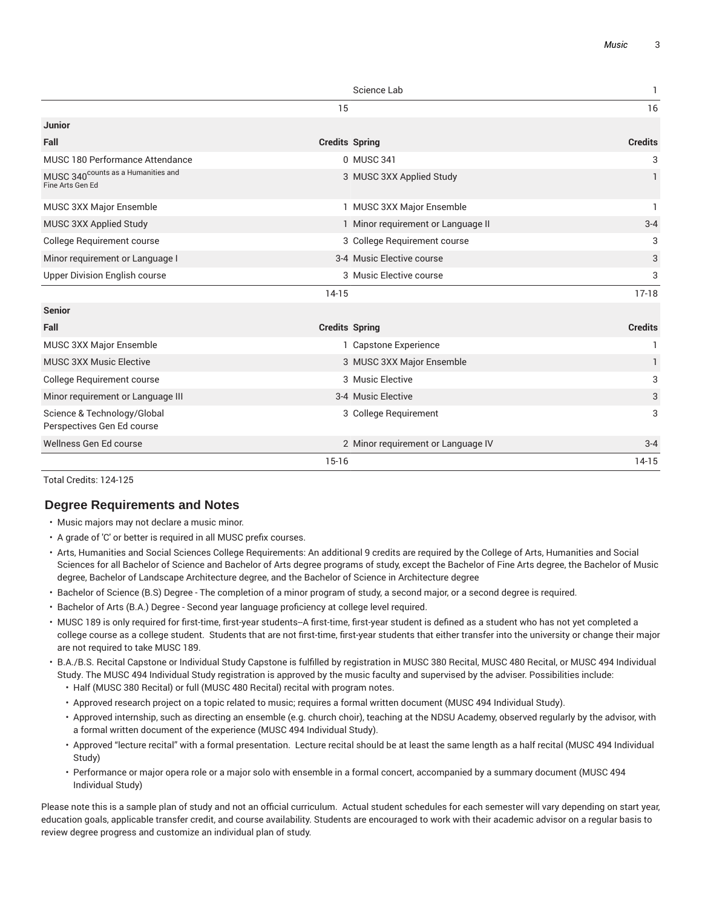| | | Science Lab | 1 |
|---|---|---|---|
| | 15 | | 16 |
| **Junior** | | | |
| **Fall** | **Credits** | **Spring** | **Credits** |
| MUSC 180 Performance Attendance | 0 | MUSC 341 | 3 |
| MUSC 340[counts as a Humanities and Fine Arts Gen Ed] | 3 | MUSC 3XX Applied Study | 1 |
| MUSC 3XX Major Ensemble | 1 | MUSC 3XX Major Ensemble | 1 |
| MUSC 3XX Applied Study | 1 | Minor requirement or Language II | 3-4 |
| College Requirement course | 3 | College Requirement course | 3 |
| Minor requirement or Language I | 3-4 | Music Elective course | 3 |
| Upper Division English course | 3 | Music Elective course | 3 |
| | 14-15 | | 17-18 |
| **Senior** | | | |
| **Fall** | **Credits** | **Spring** | **Credits** |
| MUSC 3XX Major Ensemble | 1 | Capstone Experience | 1 |
| MUSC 3XX Music Elective | 3 | MUSC 3XX Major Ensemble | 1 |
| College Requirement course | 3 | Music Elective | 3 |
| Minor requirement or Language III | 3-4 | Music Elective | 3 |
| Science & Technology/Global Perspectives Gen Ed course | 3 | College Requirement | 3 |
| Wellness Gen Ed course | 2 | Minor requirement or Language IV | 3-4 |
| | 15-16 | | 14-15 |

Total Credits: 124-125

## Degree Requirements and Notes

- Music majors may not declare a music minor.
- A grade of 'C' or better is required in all MUSC prefix courses.
- Arts, Humanities and Social Sciences College Requirements: An additional 9 credits are required by the College of Arts, Humanities and Social Sciences for all Bachelor of Science and Bachelor of Arts degree programs of study, except the Bachelor of Fine Arts degree, the Bachelor of Music degree, Bachelor of Landscape Architecture degree, and the Bachelor of Science in Architecture degree
- Bachelor of Science (B.S) Degree - The completion of a minor program of study, a second major, or a second degree is required.
- Bachelor of Arts (B.A.) Degree - Second year language proficiency at college level required.
- MUSC 189 is only required for first-time, first-year students--A first-time, first-year student is defined as a student who has not yet completed a college course as a college student. Students that are not first-time, first-year students that either transfer into the university or change their major are not required to take MUSC 189.
- B.A./B.S. Recital Capstone or Individual Study Capstone is fulfilled by registration in MUSC 380 Recital, MUSC 480 Recital, or MUSC 494 Individual Study. The MUSC 494 Individual Study registration is approved by the music faculty and supervised by the adviser. Possibilities include:
  - Half (MUSC 380 Recital) or full (MUSC 480 Recital) recital with program notes.
  - Approved research project on a topic related to music; requires a formal written document (MUSC 494 Individual Study).
  - Approved internship, such as directing an ensemble (e.g. church choir), teaching at the NDSU Academy, observed regularly by the advisor, with a formal written document of the experience (MUSC 494 Individual Study).
  - Approved "lecture recital" with a formal presentation. Lecture recital should be at least the same length as a half recital (MUSC 494 Individual Study)
  - Performance or major opera role or a major solo with ensemble in a formal concert, accompanied by a summary document (MUSC 494 Individual Study)

Please note this is a sample plan of study and not an official curriculum. Actual student schedules for each semester will vary depending on start year, education goals, applicable transfer credit, and course availability. Students are encouraged to work with their academic advisor on a regular basis to review degree progress and customize an individual plan of study.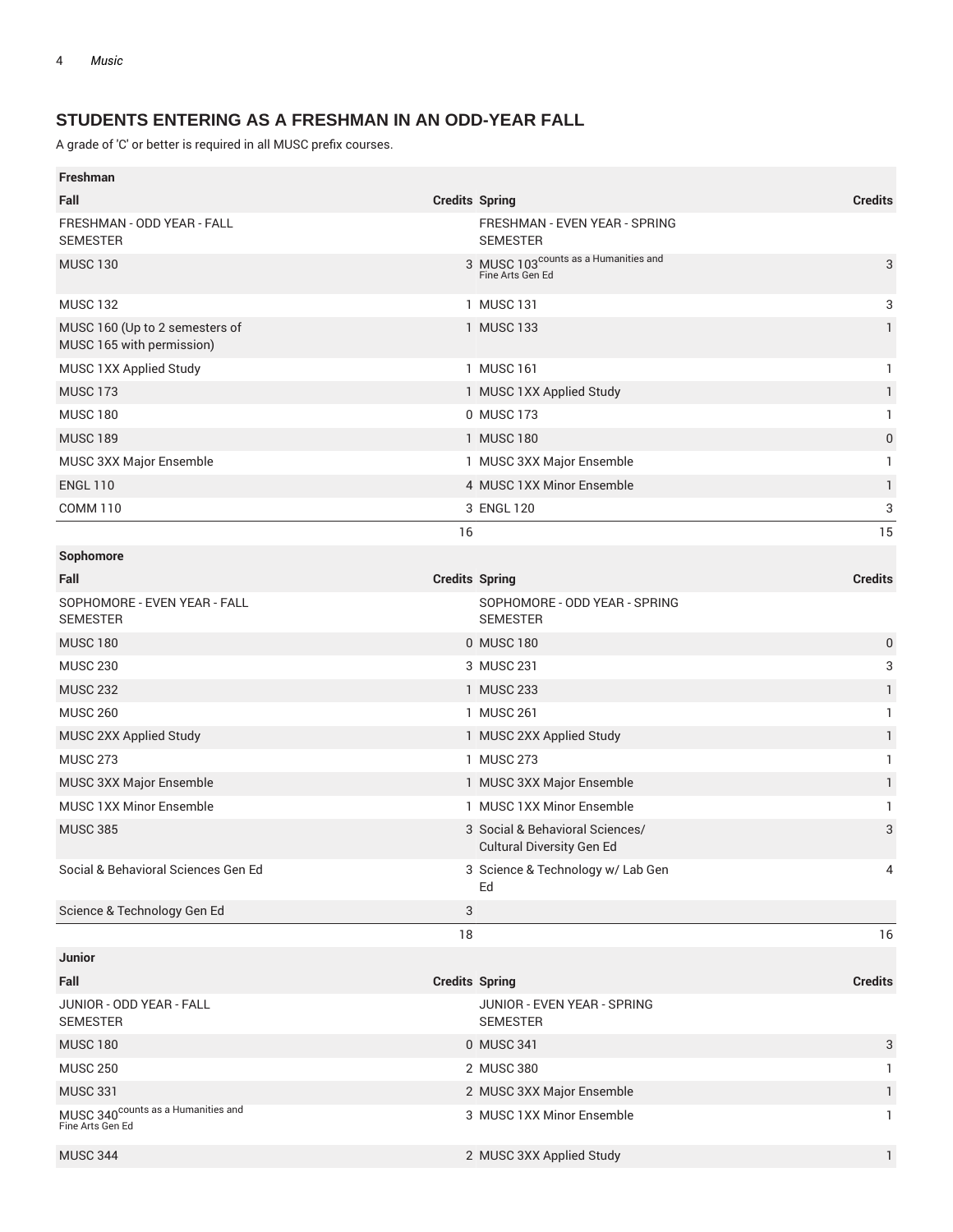## STUDENTS ENTERING AS A FRESHMAN IN AN ODD-YEAR FALL

A grade of 'C' or better is required in all MUSC prefix courses.

| Freshman | | | |
|---|---|---|---|
| Fall | Credits | Spring | Credits |
| FRESHMAN - ODD YEAR - FALL SEMESTER | | FRESHMAN - EVEN YEAR - SPRING SEMESTER | |
| MUSC 130 | 3 | MUSC 103 counts as a Humanities and Fine Arts Gen Ed | 3 |
| MUSC 132 | 1 | MUSC 131 | 3 |
| MUSC 160 (Up to 2 semesters of MUSC 165 with permission) | 1 | MUSC 133 | 1 |
| MUSC 1XX Applied Study | 1 | MUSC 161 | 1 |
| MUSC 173 | 1 | MUSC 1XX Applied Study | 1 |
| MUSC 180 | 0 | MUSC 173 | 1 |
| MUSC 189 | 1 | MUSC 180 | 0 |
| MUSC 3XX Major Ensemble | 1 | MUSC 3XX Major Ensemble | 1 |
| ENGL 110 | 4 | MUSC 1XX Minor Ensemble | 1 |
| COMM 110 | 3 | ENGL 120 | 3 |
| | 16 | | 15 |
| **Sophomore** | | | |
| Fall | Credits | Spring | Credits |
| SOPHOMORE - EVEN YEAR - FALL SEMESTER | | SOPHOMORE - ODD YEAR - SPRING SEMESTER | |
| MUSC 180 | 0 | MUSC 180 | 0 |
| MUSC 230 | 3 | MUSC 231 | 3 |
| MUSC 232 | 1 | MUSC 233 | 1 |
| MUSC 260 | 1 | MUSC 261 | 1 |
| MUSC 2XX Applied Study | 1 | MUSC 2XX Applied Study | 1 |
| MUSC 273 | 1 | MUSC 273 | 1 |
| MUSC 3XX Major Ensemble | 1 | MUSC 3XX Major Ensemble | 1 |
| MUSC 1XX Minor Ensemble | 1 | MUSC 1XX Minor Ensemble | 1 |
| MUSC 385 | 3 | Social & Behavioral Sciences/ Cultural Diversity Gen Ed | 3 |
| Social & Behavioral Sciences Gen Ed | 3 | Science & Technology w/ Lab Gen Ed | 4 |
| Science & Technology Gen Ed | 3 | | |
| | 18 | | 16 |
| **Junior** | | | |
| Fall | Credits | Spring | Credits |
| JUNIOR - ODD YEAR - FALL SEMESTER | | JUNIOR - EVEN YEAR - SPRING SEMESTER | |
| MUSC 180 | 0 | MUSC 341 | 3 |
| MUSC 250 | 2 | MUSC 380 | 1 |
| MUSC 331 | 2 | MUSC 3XX Major Ensemble | 1 |
| MUSC 340 counts as a Humanities and Fine Arts Gen Ed | 3 | MUSC 1XX Minor Ensemble | 1 |
| MUSC 344 | 2 | MUSC 3XX Applied Study | 1 |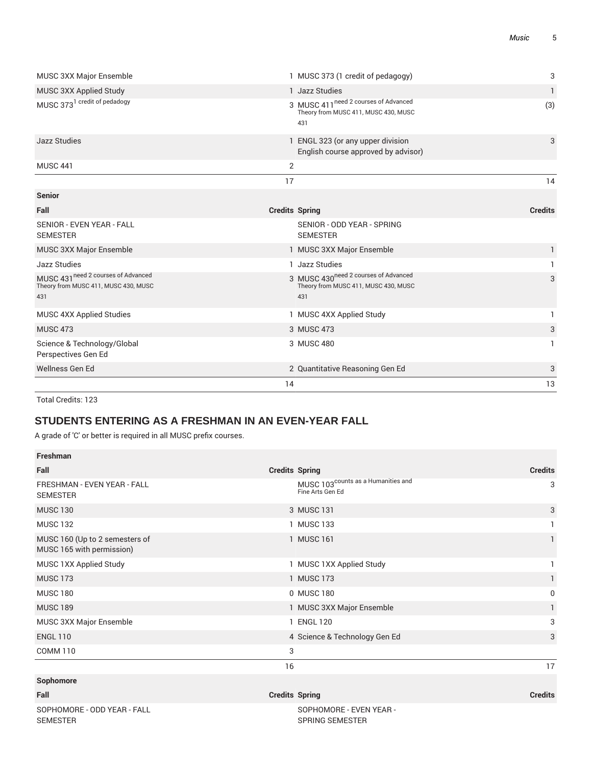| | | | |
|---|---|---|---|
| MUSC 3XX Major Ensemble | 1 | MUSC 373 (1 credit of pedagogy) | 3 |
| MUSC 3XX Applied Study | 1 | Jazz Studies | 1 |
| MUSC 373 [1 credit of pedadogy] | 3 | MUSC 411 [need 2 courses of Advanced Theory from MUSC 411, MUSC 430, MUSC 431] | (3) |
| Jazz Studies | 1 | ENGL 323 (or any upper division English course approved by advisor) | 3 |
| MUSC 441 | 2 | | |
| | 17 | | 14 |

**Senior**

| Fall | Credits | Spring | Credits |
|---|---|---|---|
| SENIOR - EVEN YEAR - FALL SEMESTER | | SENIOR - ODD YEAR - SPRING SEMESTER | |
| MUSC 3XX Major Ensemble | 1 | MUSC 3XX Major Ensemble | 1 |
| Jazz Studies | 1 | Jazz Studies | 1 |
| MUSC 431 [need 2 courses of Advanced Theory from MUSC 411, MUSC 430, MUSC 431] | 3 | MUSC 430 [need 2 courses of Advanced Theory from MUSC 411, MUSC 430, MUSC 431] | 3 |
| MUSC 4XX Applied Studies | 1 | MUSC 4XX Applied Study | 1 |
| MUSC 473 | 3 | MUSC 473 | 3 |
| Science & Technology/Global Perspectives Gen Ed | 3 | MUSC 480 | 1 |
| Wellness Gen Ed | 2 | Quantitative Reasoning Gen Ed | 3 |
| | 14 | | 13 |

Total Credits: 123

## STUDENTS ENTERING AS A FRESHMAN IN AN EVEN-YEAR FALL

A grade of 'C' or better is required in all MUSC prefix courses.

**Freshman**

| Fall | Credits | Spring | Credits |
|---|---|---|---|
| FRESHMAN - EVEN YEAR - FALL SEMESTER | | MUSC 103 [counts as a Humanities and Fine Arts Gen Ed] | 3 |
| MUSC 130 | 3 | MUSC 131 | 3 |
| MUSC 132 | 1 | MUSC 133 | 1 |
| MUSC 160 (Up to 2 semesters of MUSC 165 with permission) | 1 | MUSC 161 | 1 |
| MUSC 1XX Applied Study | 1 | MUSC 1XX Applied Study | 1 |
| MUSC 173 | 1 | MUSC 173 | 1 |
| MUSC 180 | 0 | MUSC 180 | 0 |
| MUSC 189 | 1 | MUSC 3XX Major Ensemble | 1 |
| MUSC 3XX Major Ensemble | 1 | ENGL 120 | 3 |
| ENGL 110 | 4 | Science & Technology Gen Ed | 3 |
| COMM 110 | 3 | | |
| | 16 | | 17 |

**Sophomore**

| Fall | Credits | Spring | Credits |
|---|---|---|---|
| SOPHOMORE - ODD YEAR - FALL SEMESTER | | SOPHOMORE - EVEN YEAR - SPRING SEMESTER | |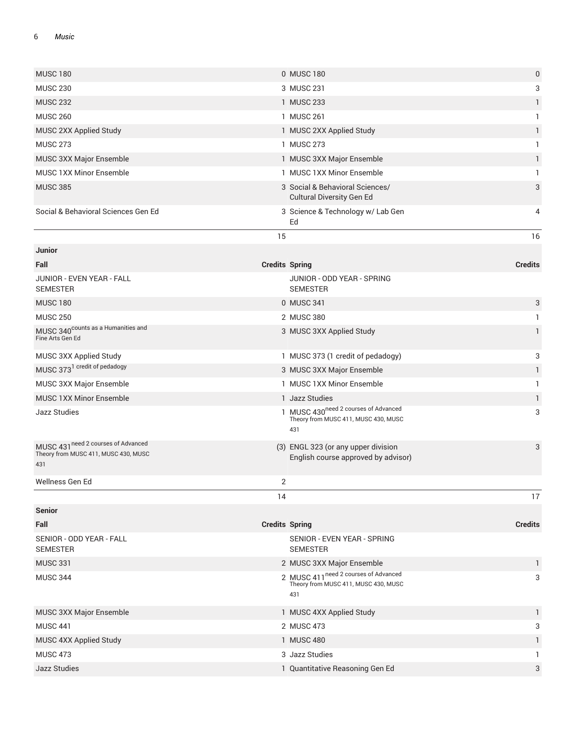| | | | |
|---|---|---|---|
| MUSC 180 | 0 | MUSC 180 | 0 |
| MUSC 230 | 3 | MUSC 231 | 3 |
| MUSC 232 | 1 | MUSC 233 | 1 |
| MUSC 260 | 1 | MUSC 261 | 1 |
| MUSC 2XX Applied Study | 1 | MUSC 2XX Applied Study | 1 |
| MUSC 273 | 1 | MUSC 273 | 1 |
| MUSC 3XX Major Ensemble | 1 | MUSC 3XX Major Ensemble | 1 |
| MUSC 1XX Minor Ensemble | 1 | MUSC 1XX Minor Ensemble | 1 |
| MUSC 385 | 3 | Social & Behavioral Sciences/ Cultural Diversity Gen Ed | 3 |
| Social & Behavioral Sciences Gen Ed | 3 | Science & Technology w/ Lab Gen Ed | 4 |
| | 15 | | 16 |

**Junior**

| Fall | Credits | Spring | Credits |
|---|---|---|---|
| JUNIOR - EVEN YEAR - FALL SEMESTER | | JUNIOR - ODD YEAR - SPRING SEMESTER | |
| MUSC 180 | 0 | MUSC 341 | 3 |
| MUSC 250 | 2 | MUSC 380 | 1 |
| MUSC 340 counts as a Humanities and Fine Arts Gen Ed | 3 | MUSC 3XX Applied Study | 1 |
| MUSC 3XX Applied Study | 1 | MUSC 373 (1 credit of pedadogy) | 3 |
| MUSC 373 1 credit of pedadogy | 3 | MUSC 3XX Major Ensemble | 1 |
| MUSC 3XX Major Ensemble | 1 | MUSC 1XX Minor Ensemble | 1 |
| MUSC 1XX Minor Ensemble | 1 | Jazz Studies | 1 |
| Jazz Studies | 1 | MUSC 430 need 2 courses of Advanced Theory from MUSC 411, MUSC 430, MUSC 431 | 3 |
| MUSC 431 need 2 courses of Advanced Theory from MUSC 411, MUSC 430, MUSC 431 | (3) | ENGL 323 (or any upper division English course approved by advisor) | 3 |
| Wellness Gen Ed | 2 | | |
| | 14 | | 17 |

**Senior**

| Fall | Credits | Spring | Credits |
|---|---|---|---|
| SENIOR - ODD YEAR - FALL SEMESTER | | SENIOR - EVEN YEAR - SPRING SEMESTER | |
| MUSC 331 | 2 | MUSC 3XX Major Ensemble | 1 |
| MUSC 344 | 2 | MUSC 411 need 2 courses of Advanced Theory from MUSC 411, MUSC 430, MUSC 431 | 3 |
| MUSC 3XX Major Ensemble | 1 | MUSC 4XX Applied Study | 1 |
| MUSC 441 | 2 | MUSC 473 | 3 |
| MUSC 4XX Applied Study | 1 | MUSC 480 | 1 |
| MUSC 473 | 3 | Jazz Studies | 1 |
| Jazz Studies | 1 | Quantitative Reasoning Gen Ed | 3 |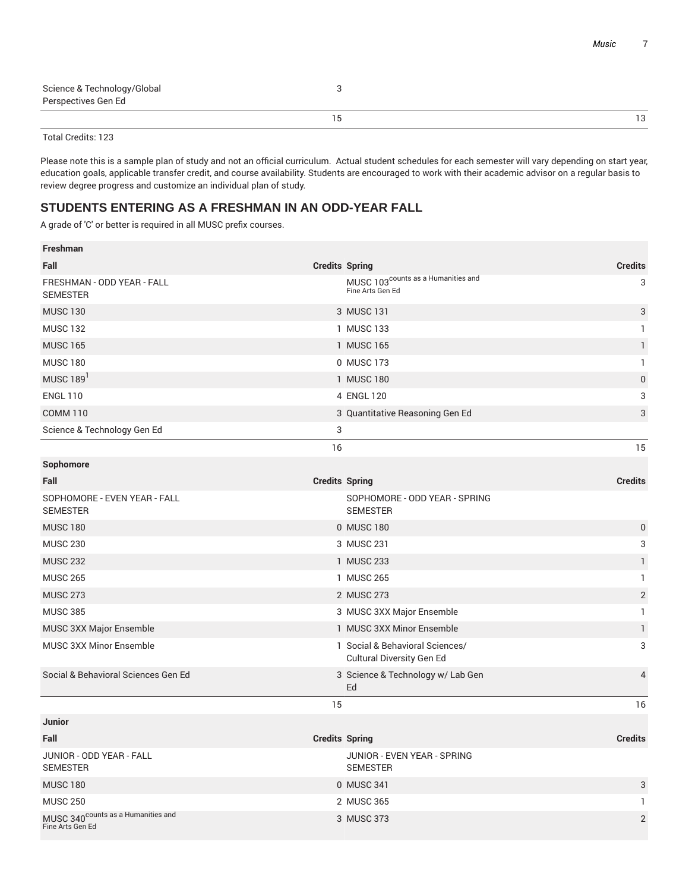| | | | |
|---|---|---|---|
| Science & Technology/Global Perspectives Gen Ed | 3 | | |
| | 15 | | 13 |

Total Credits: 123

Please note this is a sample plan of study and not an official curriculum. Actual student schedules for each semester will vary depending on start year, education goals, applicable transfer credit, and course availability. Students are encouraged to work with their academic advisor on a regular basis to review degree progress and customize an individual plan of study.

## STUDENTS ENTERING AS A FRESHMAN IN AN ODD-YEAR FALL

A grade of 'C' or better is required in all MUSC prefix courses.

| **Freshman** | | | |
|---|---|---|---|
| **Fall** | **Credits** | **Spring** | **Credits** |
| FRESHMAN - ODD YEAR - FALL SEMESTER | | MUSC 103 counts as a Humanities and Fine Arts Gen Ed | 3 |
| MUSC 130 | 3 | MUSC 131 | 3 |
| MUSC 132 | 1 | MUSC 133 | 1 |
| MUSC 165 | 1 | MUSC 165 | 1 |
| MUSC 180 | 0 | MUSC 173 | 1 |
| MUSC 189[1] | 1 | MUSC 180 | 0 |
| ENGL 110 | 4 | ENGL 120 | 3 |
| COMM 110 | 3 | Quantitative Reasoning Gen Ed | 3 |
| Science & Technology Gen Ed | 3 | | |
| | 16 | | 15 |
| **Sophomore** | | | |
| **Fall** | **Credits** | **Spring** | **Credits** |
| SOPHOMORE - EVEN YEAR - FALL SEMESTER | | SOPHOMORE - ODD YEAR - SPRING SEMESTER | |
| MUSC 180 | 0 | MUSC 180 | 0 |
| MUSC 230 | 3 | MUSC 231 | 3 |
| MUSC 232 | 1 | MUSC 233 | 1 |
| MUSC 265 | 1 | MUSC 265 | 1 |
| MUSC 273 | 2 | MUSC 273 | 2 |
| MUSC 385 | 3 | MUSC 3XX Major Ensemble | 1 |
| MUSC 3XX Major Ensemble | 1 | MUSC 3XX Minor Ensemble | 1 |
| MUSC 3XX Minor Ensemble | 1 | Social & Behavioral Sciences/ Cultural Diversity Gen Ed | 3 |
| Social & Behavioral Sciences Gen Ed | 3 | Science & Technology w/ Lab Gen Ed | 4 |
| | 15 | | 16 |
| **Junior** | | | |
| **Fall** | **Credits** | **Spring** | **Credits** |
| JUNIOR - ODD YEAR - FALL SEMESTER | | JUNIOR - EVEN YEAR - SPRING SEMESTER | |
| MUSC 180 | 0 | MUSC 341 | 3 |
| MUSC 250 | 2 | MUSC 365 | 1 |
| MUSC 340 counts as a Humanities and Fine Arts Gen Ed | 3 | MUSC 373 | 2 |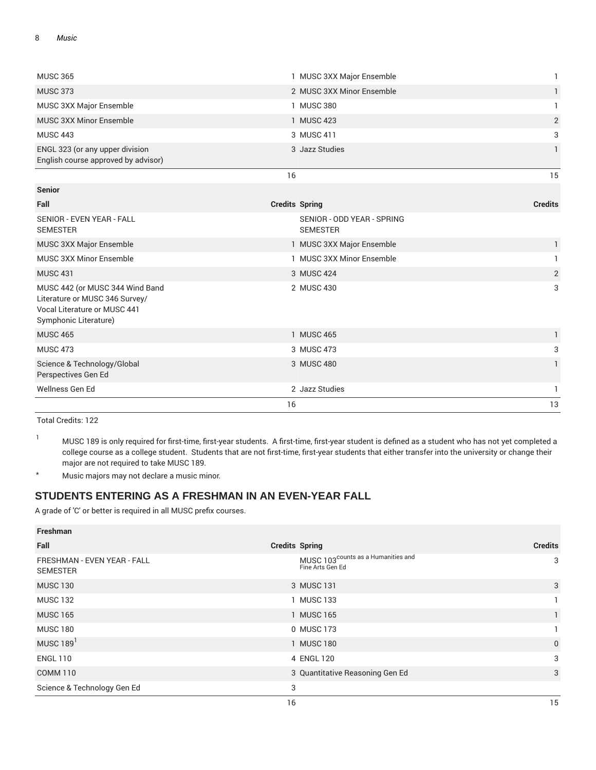| | | | |
|---|---|---|---|
| MUSC 365 | 1 | MUSC 3XX Major Ensemble | 1 |
| MUSC 373 | 2 | MUSC 3XX Minor Ensemble | 1 |
| MUSC 3XX Major Ensemble | 1 | MUSC 380 | 1 |
| MUSC 3XX Minor Ensemble | 1 | MUSC 423 | 2 |
| MUSC 443 | 3 | MUSC 411 | 3 |
| ENGL 323 (or any upper division English course approved by advisor) | 3 | Jazz Studies | 1 |
| | 16 | | 15 |

| Senior | | | |
|---|---|---|---|
| **Fall** | **Credits** | **Spring** | **Credits** |
| SENIOR - EVEN YEAR - FALL SEMESTER | | SENIOR - ODD YEAR - SPRING SEMESTER | |
| MUSC 3XX Major Ensemble | 1 | MUSC 3XX Major Ensemble | 1 |
| MUSC 3XX Minor Ensemble | 1 | MUSC 3XX Minor Ensemble | 1 |
| MUSC 431 | 3 | MUSC 424 | 2 |
| MUSC 442 (or MUSC 344 Wind Band Literature or MUSC 346 Survey/ Vocal Literature or MUSC 441 Symphonic Literature) | 2 | MUSC 430 | 3 |
| MUSC 465 | 1 | MUSC 465 | 1 |
| MUSC 473 | 3 | MUSC 473 | 3 |
| Science & Technology/Global Perspectives Gen Ed | 3 | MUSC 480 | 1 |
| Wellness Gen Ed | 2 | Jazz Studies | 1 |
| | 16 | | 13 |

Total Credits: 122

1. MUSC 189 is only required for first-time, first-year students. A first-time, first-year student is defined as a student who has not yet completed a college course as a college student. Students that are not first-time, first-year students that either transfer into the university or change their major are not required to take MUSC 189.

\* Music majors may not declare a music minor.

## STUDENTS ENTERING AS A FRESHMAN IN AN EVEN-YEAR FALL

A grade of 'C' or better is required in all MUSC prefix courses.

| Freshman | | | |
|---|---|---|---|
| **Fall** | **Credits** | **Spring** | **Credits** |
| FRESHMAN - EVEN YEAR - FALL SEMESTER | | MUSC 103 counts as a Humanities and Fine Arts Gen Ed | 3 |
| MUSC 130 | 3 | MUSC 131 | 3 |
| MUSC 132 | 1 | MUSC 133 | 1 |
| MUSC 165 | 1 | MUSC 165 | 1 |
| MUSC 180 | 0 | MUSC 173 | 1 |
| MUSC 189[1] | 1 | MUSC 180 | 0 |
| ENGL 110 | 4 | ENGL 120 | 3 |
| COMM 110 | 3 | Quantitative Reasoning Gen Ed | 3 |
| Science & Technology Gen Ed | 3 | | |
| | 16 | | 15 |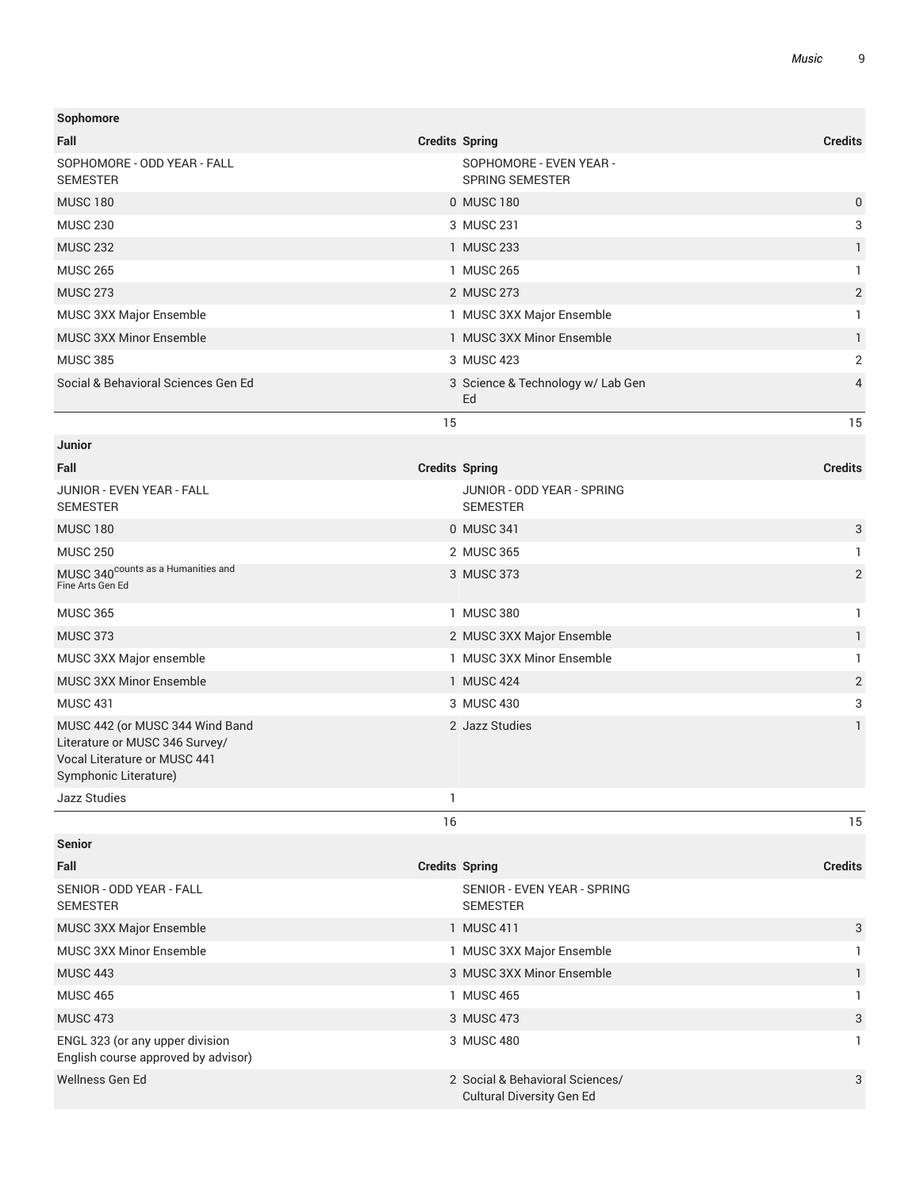| Sophomore | | | |
|---|---|---|---|
| **Fall** | **Credits** | **Spring** | **Credits** |
| SOPHOMORE - ODD YEAR - FALL SEMESTER | | SOPHOMORE - EVEN YEAR - SPRING SEMESTER | |
| MUSC 180 | 0 | MUSC 180 | 0 |
| MUSC 230 | 3 | MUSC 231 | 3 |
| MUSC 232 | 1 | MUSC 233 | 1 |
| MUSC 265 | 1 | MUSC 265 | 1 |
| MUSC 273 | 2 | MUSC 273 | 2 |
| MUSC 3XX Major Ensemble | 1 | MUSC 3XX Major Ensemble | 1 |
| MUSC 3XX Minor Ensemble | 1 | MUSC 3XX Minor Ensemble | 1 |
| MUSC 385 | 3 | MUSC 423 | 2 |
| Social & Behavioral Sciences Gen Ed | 3 | Science & Technology w/ Lab Gen Ed | 4 |
| | 15 | | 15 |

| Junior | | | |
|---|---|---|---|
| **Fall** | **Credits** | **Spring** | **Credits** |
| JUNIOR - EVEN YEAR - FALL SEMESTER | | JUNIOR - ODD YEAR - SPRING SEMESTER | |
| MUSC 180 | 0 | MUSC 341 | 3 |
| MUSC 250 | 2 | MUSC 365 | 1 |
| MUSC 340 (counts as a Humanities and Fine Arts Gen Ed) | 3 | MUSC 373 | 2 |
| MUSC 365 | 1 | MUSC 380 | 1 |
| MUSC 373 | 2 | MUSC 3XX Major Ensemble | 1 |
| MUSC 3XX Major ensemble | 1 | MUSC 3XX Minor Ensemble | 1 |
| MUSC 3XX Minor Ensemble | 1 | MUSC 424 | 2 |
| MUSC 431 | 3 | MUSC 430 | 3 |
| MUSC 442 (or MUSC 344 Wind Band Literature or MUSC 346 Survey/ Vocal Literature or MUSC 441 Symphonic Literature) | 2 | Jazz Studies | 1 |
| Jazz Studies | 1 | | |
| | 16 | | 15 |

| Senior | | | |
|---|---|---|---|
| **Fall** | **Credits** | **Spring** | **Credits** |
| SENIOR - ODD YEAR - FALL SEMESTER | | SENIOR - EVEN YEAR - SPRING SEMESTER | |
| MUSC 3XX Major Ensemble | 1 | MUSC 411 | 3 |
| MUSC 3XX Minor Ensemble | 1 | MUSC 3XX Major Ensemble | 1 |
| MUSC 443 | 3 | MUSC 3XX Minor Ensemble | 1 |
| MUSC 465 | 1 | MUSC 465 | 1 |
| MUSC 473 | 3 | MUSC 473 | 3 |
| ENGL 323 (or any upper division English course approved by advisor) | 3 | MUSC 480 | 1 |
| Wellness Gen Ed | 2 | Social & Behavioral Sciences/ Cultural Diversity Gen Ed | 3 |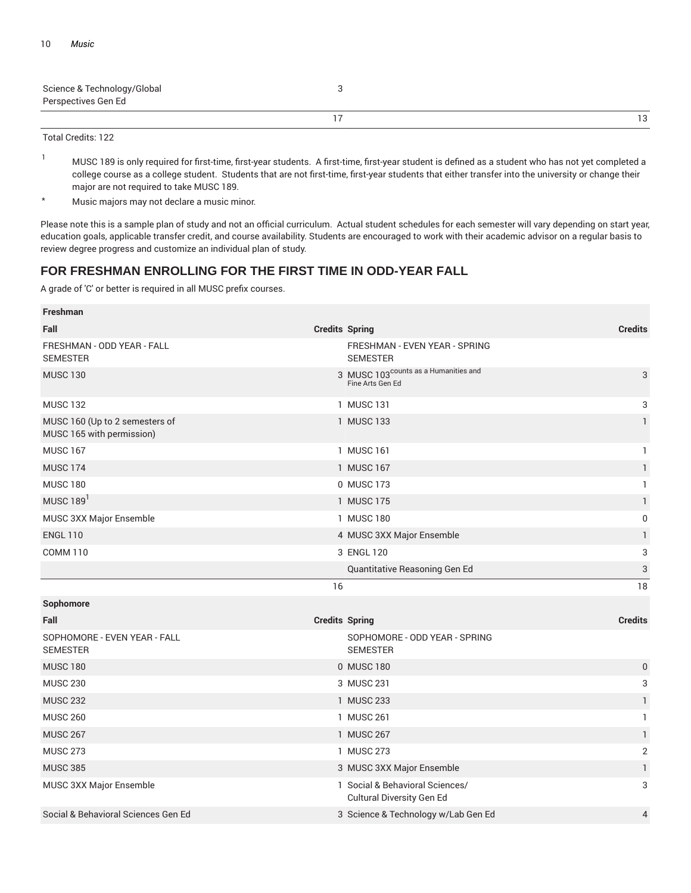| | | | |
|---|---|---|---|
| Science & Technology/Global Perspectives Gen Ed | 3 | | |
| | 17 | | 13 |

Total Credits: 122

[1] MUSC 189 is only required for first-time, first-year students. A first-time, first-year student is defined as a student who has not yet completed a college course as a college student. Students that are not first-time, first-year students that either transfer into the university or change their major are not required to take MUSC 189.

* Music majors may not declare a music minor.

Please note this is a sample plan of study and not an official curriculum. Actual student schedules for each semester will vary depending on start year, education goals, applicable transfer credit, and course availability. Students are encouraged to work with their academic advisor on a regular basis to review degree progress and customize an individual plan of study.

## FOR FRESHMAN ENROLLING FOR THE FIRST TIME IN ODD-YEAR FALL

A grade of 'C' or better is required in all MUSC prefix courses.

| Freshman | | | |
|---|---|---|---|
| **Fall** | **Credits** | **Spring** | **Credits** |
| FRESHMAN - ODD YEAR - FALL SEMESTER | | FRESHMAN - EVEN YEAR - SPRING SEMESTER | |
| MUSC 130 | 3 | MUSC 103 counts as a Humanities and Fine Arts Gen Ed | 3 |
| MUSC 132 | 1 | MUSC 131 | 3 |
| MUSC 160 (Up to 2 semesters of MUSC 165 with permission) | 1 | MUSC 133 | 1 |
| MUSC 167 | 1 | MUSC 161 | 1 |
| MUSC 174 | 1 | MUSC 167 | 1 |
| MUSC 180 | 0 | MUSC 173 | 1 |
| MUSC 189[1] | 1 | MUSC 175 | 1 |
| MUSC 3XX Major Ensemble | 1 | MUSC 180 | 0 |
| ENGL 110 | 4 | MUSC 3XX Major Ensemble | 1 |
| COMM 110 | 3 | ENGL 120 | 3 |
| | | Quantitative Reasoning Gen Ed | 3 |
| | 16 | | 18 |

| Sophomore | | | |
|---|---|---|---|
| **Fall** | **Credits** | **Spring** | **Credits** |
| SOPHOMORE - EVEN YEAR - FALL SEMESTER | | SOPHOMORE - ODD YEAR - SPRING SEMESTER | |
| MUSC 180 | 0 | MUSC 180 | 0 |
| MUSC 230 | 3 | MUSC 231 | 3 |
| MUSC 232 | 1 | MUSC 233 | 1 |
| MUSC 260 | 1 | MUSC 261 | 1 |
| MUSC 267 | 1 | MUSC 267 | 1 |
| MUSC 273 | 1 | MUSC 273 | 2 |
| MUSC 385 | 3 | MUSC 3XX Major Ensemble | 1 |
| MUSC 3XX Major Ensemble | 1 | Social & Behavioral Sciences/ Cultural Diversity Gen Ed | 3 |
| Social & Behavioral Sciences Gen Ed | 3 | Science & Technology w/Lab Gen Ed | 4 |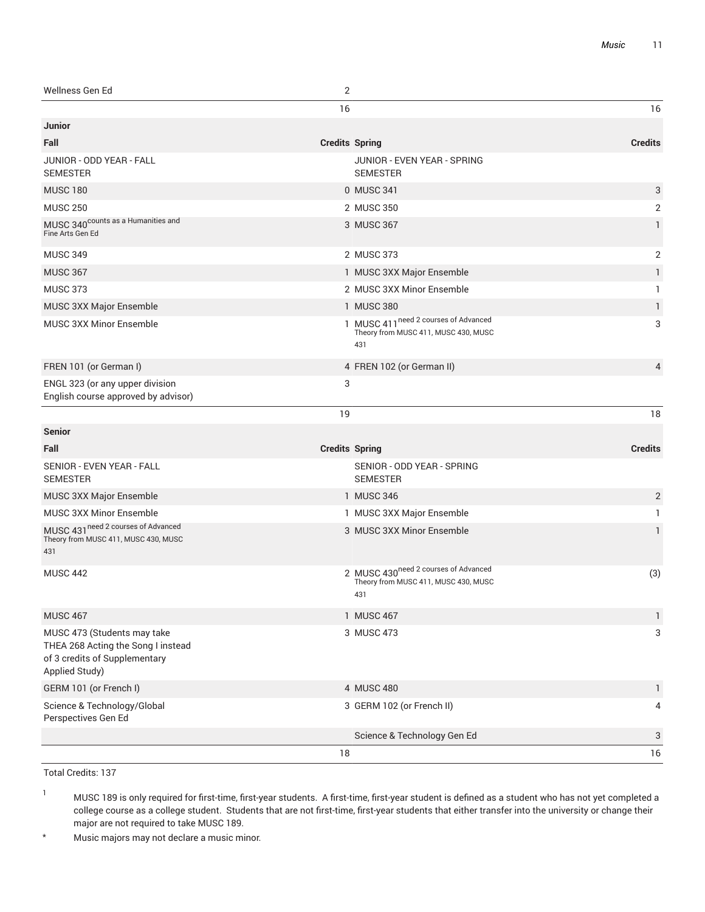| Fall | Credits | Spring | Credits |
| --- | --- | --- | --- |
| Wellness Gen Ed | 2 | | |
| | 16 | | 16 |
| **Junior** | | | |
| **Fall** | **Credits** | **Spring** | **Credits** |
| JUNIOR - ODD YEAR - FALL SEMESTER | | JUNIOR - EVEN YEAR - SPRING SEMESTER | |
| MUSC 180 | 0 | MUSC 341 | 3 |
| MUSC 250 | 2 | MUSC 350 | 2 |
| MUSC 340 counts as a Humanities and Fine Arts Gen Ed | 3 | MUSC 367 | 1 |
| MUSC 349 | 2 | MUSC 373 | 2 |
| MUSC 367 | 1 | MUSC 3XX Major Ensemble | 1 |
| MUSC 373 | 2 | MUSC 3XX Minor Ensemble | 1 |
| MUSC 3XX Major Ensemble | 1 | MUSC 380 | 1 |
| MUSC 3XX Minor Ensemble | 1 | MUSC 411 need 2 courses of Advanced Theory from MUSC 411, MUSC 430, MUSC 431 | 3 |
| FREN 101 (or German I) | 4 | FREN 102 (or German II) | 4 |
| ENGL 323 (or any upper division English course approved by advisor) | 3 | | |
| | 19 | | 18 |
| **Senior** | | | |
| **Fall** | **Credits** | **Spring** | **Credits** |
| SENIOR - EVEN YEAR - FALL SEMESTER | | SENIOR - ODD YEAR - SPRING SEMESTER | |
| MUSC 3XX Major Ensemble | 1 | MUSC 346 | 2 |
| MUSC 3XX Minor Ensemble | 1 | MUSC 3XX Major Ensemble | 1 |
| MUSC 431 need 2 courses of Advanced Theory from MUSC 411, MUSC 430, MUSC 431 | 3 | MUSC 3XX Minor Ensemble | 1 |
| MUSC 442 | 2 | MUSC 430 need 2 courses of Advanced Theory from MUSC 411, MUSC 430, MUSC 431 | (3) |
| MUSC 467 | 1 | MUSC 467 | 1 |
| MUSC 473 (Students may take THEA 268 Acting the Song I instead of 3 credits of Supplementary Applied Study) | 3 | MUSC 473 | 3 |
| GERM 101 (or French I) | 4 | MUSC 480 | 1 |
| Science & Technology/Global Perspectives Gen Ed | 3 | GERM 102 (or French II) | 4 |
| | | Science & Technology Gen Ed | 3 |
| | 18 | | 16 |

Total Credits: 137

1 MUSC 189 is only required for first-time, first-year students. A first-time, first-year student is defined as a student who has not yet completed a college course as a college student. Students that are not first-time, first-year students that either transfer into the university or change their major are not required to take MUSC 189.

\* Music majors may not declare a music minor.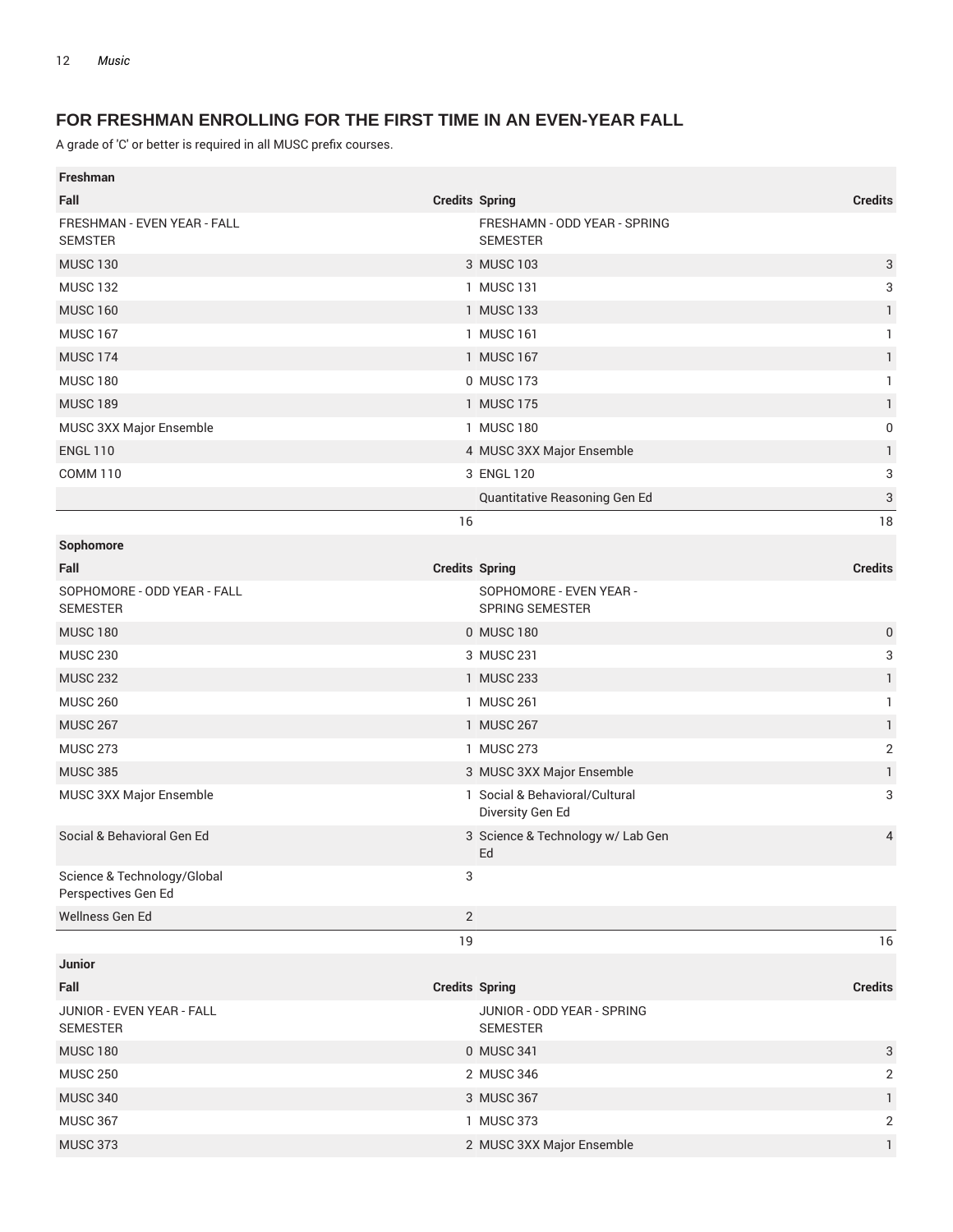## FOR FRESHMAN ENROLLING FOR THE FIRST TIME IN AN EVEN-YEAR FALL

A grade of 'C' or better is required in all MUSC prefix courses.

| Freshman | | | |
|---|---|---|---|
| **Fall** | **Credits** | **Spring** | **Credits** |
| FRESHMAN - EVEN YEAR - FALL SEMESTER | | FRESHAMN - ODD YEAR - SPRING SEMESTER | |
| MUSC 130 | 3 | MUSC 103 | 3 |
| MUSC 132 | 1 | MUSC 131 | 3 |
| MUSC 160 | 1 | MUSC 133 | 1 |
| MUSC 167 | 1 | MUSC 161 | 1 |
| MUSC 174 | 1 | MUSC 167 | 1 |
| MUSC 180 | 0 | MUSC 173 | 1 |
| MUSC 189 | 1 | MUSC 175 | 1 |
| MUSC 3XX Major Ensemble | 1 | MUSC 180 | 0 |
| ENGL 110 | 4 | MUSC 3XX Major Ensemble | 1 |
| COMM 110 | 3 | ENGL 120 | 3 |
| | | Quantitative Reasoning Gen Ed | 3 |
| | 16 | | 18 |
| **Sophomore** | | | |
| **Fall** | **Credits** | **Spring** | **Credits** |
| SOPHOMORE - ODD YEAR - FALL SEMESTER | | SOPHOMORE - EVEN YEAR - SPRING SEMESTER | |
| MUSC 180 | 0 | MUSC 180 | 0 |
| MUSC 230 | 3 | MUSC 231 | 3 |
| MUSC 232 | 1 | MUSC 233 | 1 |
| MUSC 260 | 1 | MUSC 261 | 1 |
| MUSC 267 | 1 | MUSC 267 | 1 |
| MUSC 273 | 1 | MUSC 273 | 2 |
| MUSC 385 | 3 | MUSC 3XX Major Ensemble | 1 |
| MUSC 3XX Major Ensemble | 1 | Social & Behavioral/Cultural Diversity Gen Ed | 3 |
| Social & Behavioral Gen Ed | 3 | Science & Technology w/ Lab Gen Ed | 4 |
| Science & Technology/Global Perspectives Gen Ed | 3 | | |
| Wellness Gen Ed | 2 | | |
| | 19 | | 16 |
| **Junior** | | | |
| **Fall** | **Credits** | **Spring** | **Credits** |
| JUNIOR - EVEN YEAR - FALL SEMESTER | | JUNIOR - ODD YEAR - SPRING SEMESTER | |
| MUSC 180 | 0 | MUSC 341 | 3 |
| MUSC 250 | 2 | MUSC 346 | 2 |
| MUSC 340 | 3 | MUSC 367 | 1 |
| MUSC 367 | 1 | MUSC 373 | 2 |
| MUSC 373 | 2 | MUSC 3XX Major Ensemble | 1 |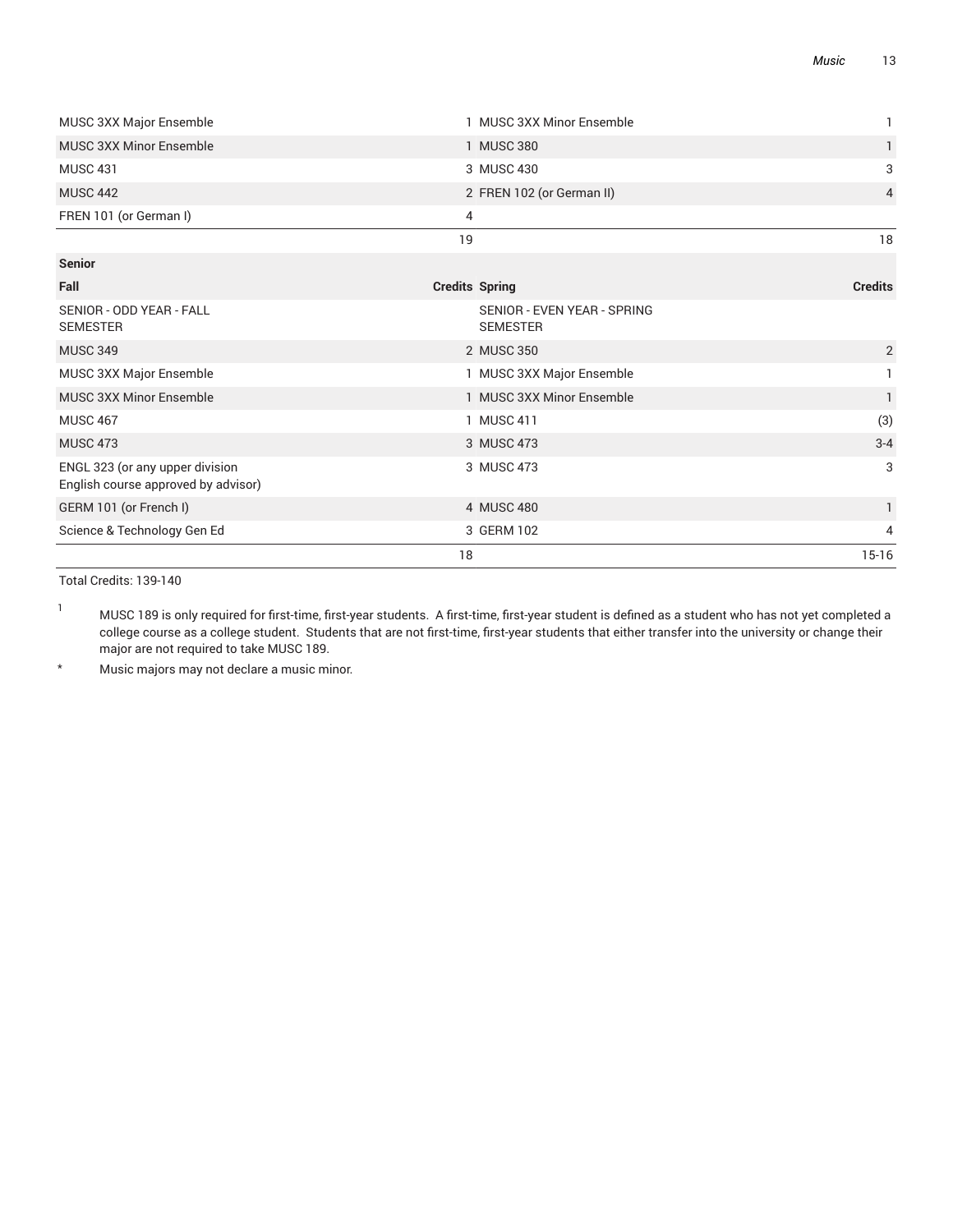| | | | |
|---|---|---|---|
| MUSC 3XX Major Ensemble | 1 | MUSC 3XX Minor Ensemble | 1 |
| MUSC 3XX Minor Ensemble | 1 | MUSC 380 | 1 |
| MUSC 431 | 3 | MUSC 430 | 3 |
| MUSC 442 | 2 | FREN 102 (or German II) | 4 |
| FREN 101 (or German I) | 4 | | |
| | 19 | | 18 |
| **Senior** | | | |
| **Fall** | **Credits** | **Spring** | **Credits** |
| SENIOR - ODD YEAR - FALL SEMESTER | | SENIOR - EVEN YEAR - SPRING SEMESTER | |
| MUSC 349 | 2 | MUSC 350 | 2 |
| MUSC 3XX Major Ensemble | 1 | MUSC 3XX Major Ensemble | 1 |
| MUSC 3XX Minor Ensemble | 1 | MUSC 3XX Minor Ensemble | 1 |
| MUSC 467 | 1 | MUSC 411 | (3) |
| MUSC 473 | 3 | MUSC 473 | 3-4 |
| ENGL 323 (or any upper division English course approved by advisor) | 3 | MUSC 473 | 3 |
| GERM 101 (or French I) | 4 | MUSC 480 | 1 |
| Science & Technology Gen Ed | 3 | GERM 102 | 4 |
| | 18 | | 15-16 |

Total Credits: 139-140

1. MUSC 189 is only required for first-time, first-year students. A first-time, first-year student is defined as a student who has not yet completed a college course as a college student. Students that are not first-time, first-year students that either transfer into the university or change their major are not required to take MUSC 189.

* Music majors may not declare a music minor.